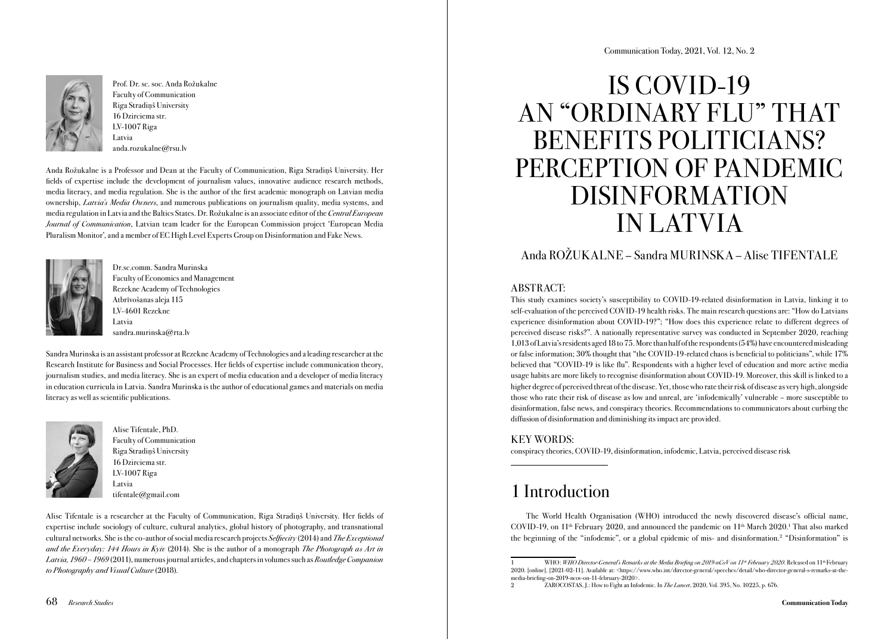Prof. Dr. sc. soc. Anda Rožukalne
Faculty of Communication
Riga Stradiņš University
16 Dzirciema str.
LV-1007 Riga
Latvia
anda.rozukalne@rsu.lv

Anda Rožukalne is a Professor and Dean at the Faculty of Communication, Riga Stradiņš University. Her fields of expertise include the development of journalism values, innovative audience research methods, media literacy, and media regulation. She is the author of the first academic monograph on Latvian media ownership, *Latvia's Media Owners*, and numerous publications on journalism quality, media systems, and media regulation in Latvia and the Baltics States. Dr. Rožukalne is an associate editor of the *Central European Journal of Communication*, Latvian team leader for the European Commission project 'European Media Pluralism Monitor', and a member of EC High Level Experts Group on Disinformation and Fake News.

Dr.sc.comm. Sandra Murinska
Faculty of Economics and Management
Rezekne Academy of Technologies
Atbrīvošanas aleja 115
LV-4601 Rezekne
Latvia
sandra.murinska@rta.lv

Sandra Murinska is an assistant professor at Rezekne Academy of Technologies and a leading researcher at the Research Institute for Business and Social Processes. Her fields of expertise include communication theory, journalism studies, and media literacy. She is an expert of media education and a developer of media literacy in education curricula in Latvia. Sandra Murinska is the author of educational games and materials on media literacy as well as scientific publications.

Alise Tifentale, PhD.
Faculty of Communication
Riga Stradiņš University
16 Dzirciema str.
LV-1007 Riga
Latvia
tifentale@gmail.com

Alise Tifentale is a researcher at the Faculty of Communication, Riga Stradiņš University. Her fields of expertise include sociology of culture, cultural analytics, global history of photography, and transnational cultural networks. She is the co-author of social media research projects *Selfiecity* (2014) and *The Exceptional and the Everyday: 144 Hours in Kyiv* (2014). She is the author of a monograph *The Photograph as Art in Latvia, 1960 – 1969* (2011), numerous journal articles, and chapters in volumes such as *Routledge Companion to Photography and Visual Culture* (2018).

# IS COVID-19 AN "ORDINARY FLU" THAT BENEFITS POLITICIANS? PERCEPTION OF PANDEMIC DISINFORMATION IN LATVIA

Anda ROŽUKALNE – Sandra MURINSKA – Alise TIFENTALE

## ABSTRACT:

This study examines society's susceptibility to COVID-19-related disinformation in Latvia, linking it to self-evaluation of the perceived COVID-19 health risks. The main research questions are: "How do Latvians experience disinformation about COVID-19?"; "How does this experience relate to different degrees of perceived disease risks?". A nationally representative survey was conducted in September 2020, reaching 1,013 of Latvia's residents aged 18 to 75. More than half of the respondents (54%) have encountered misleading or false information; 30% thought that "the COVID-19-related chaos is beneficial to politicians", while 17% believed that "COVID-19 is like flu". Respondents with a higher level of education and more active media usage habits are more likely to recognise disinformation about COVID-19. Moreover, this skill is linked to a higher degree of perceived threat of the disease. Yet, those who rate their risk of disease as very high, alongside those who rate their risk of disease as low and unreal, are 'infodemically' vulnerable – more susceptible to disinformation, false news, and conspiracy theories. Recommendations to communicators about curbing the diffusion of disinformation and diminishing its impact are provided.

## KEY WORDS:

conspiracy theories, COVID-19, disinformation, infodemic, Latvia, perceived disease risk

## 1 Introduction

The World Health Organisation (WHO) introduced the newly discovered disease's official name, COVID-19, on 11th February 2020, and announced the pandemic on 11th March 2020.[1] That also marked the beginning of the "infodemic", or a global epidemic of mis- and disinformation.[2] "Disinformation" is

1 WHO: *WHO Director-General's Remarks at the Media Briefing on 2019-nCoV on 11th February 2020.* Released on 11th February 2020. [online]. [2021-02-11]. Available at: <https://www.who.int/director-general/speeches/detail/who-director-general-s-remarks-at-the-media-briefing-on-2019-ncov-on-11-february-2020>.

2 ZAROCOSTAS, J.: How to Fight an Infodemic. In *The Lancet*, 2020, Vol. 395, No. 10225, p. 676.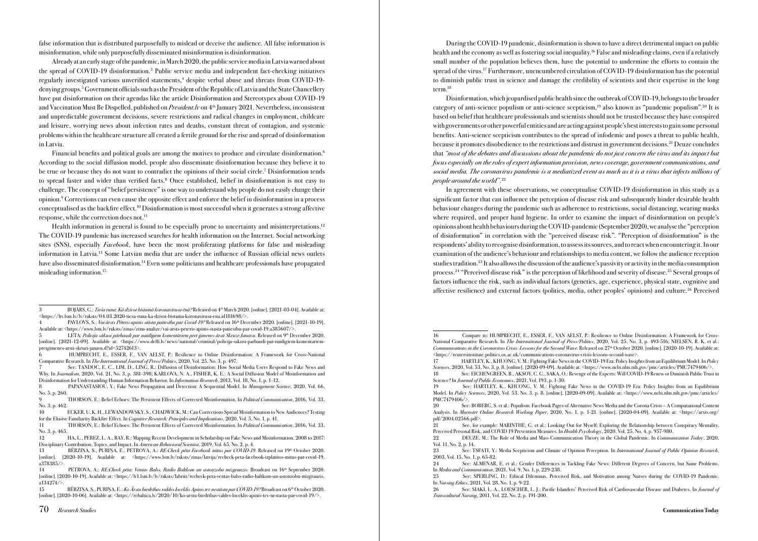false information that is distributed purposefully to mislead or deceive the audience. All false information is misinformation, while only purposefully disseminated misinformation is disinformation.

Already at an early stage of the pandemic, in March 2020, the public service media in Latvia warned about the spread of COVID-19 disinformation.[3] Public service media and independent fact-checking initiatives regularly investigated various unverified statements,[4] despite verbal abuse and threats from COVID-19-denying groups.[5] Government officials such as the President of the Republic of Latvia and the State Chancellery have put disinformation on their agendas like the article Disinformation and Stereotypes about COVID-19 and Vaccination Must Be Dispelled, published on *President.lv* on 4th January 2021. Nevertheless, inconsistent and unpredictable government decisions, severe restrictions and radical changes in employment, childcare and leisure, worrying news about infection rates and deaths, constant threat of contagion, and systemic problems within the healthcare structure all created a fertile ground for the rise and spread of disinformation in Latvia.

Financial benefits and political goals are among the motives to produce and circulate disinformation.[6] According to the social diffusion model, people also disseminate disinformation because they believe it to be true or because they do not want to contradict the opinions of their social circle.[7] Disinformation tends to spread faster and wider than verified facts.[8] Once established, belief in disinformation is not easy to challenge. The concept of "belief persistence" is one way to understand why people do not easily change their opinion.[9] Corrections can even cause the opposite effect and enforce the belief in disinformation in a process conceptualised as the backfire effect.[10] Disinformation is most successful when it generates a strong affective response, while the correction does not.[11]

Health information in general is found to be especially prone to uncertainty and misinterpretations.[12] The COVID-19 pandemic has increased searches for health information on the Internet. Social networking sites (SNS), especially *Facebook*, have been the most proliferating platforms for false and misleading information in Latvia.[13] Some Latvian media that are under the influence of Russian official news outlets have also disseminated disinformation.[14] Even some politicians and healthcare professionals have propagated misleading information.[15]

During the COVID-19 pandemic, disinformation is shown to have a direct detrimental impact on public health and the economy as well as fostering social inequality.[16] False and misleading claims, even if a relatively small number of the population believes them, have the potential to undermine the efforts to contain the spread of the virus.[17] Furthermore, unencumbered circulation of COVID-19 disinformation has the potential to diminish public trust in science and damage the credibility of scientists and their expertise in the long term.[18]

Disinformation, which jeopardised public health since the outbreak of COVID-19, belongs to the broader category of anti-science populism or anti-science scepticism,[19] also known as "pandemic populism".[20] It is based on belief that healthcare professionals and scientists should not be trusted because they have conspired with governments or other powerful entities and are acting against people's best interests to gain some personal benefits. Anti-science scepticism contributes to the spread of infodemic and poses a threat to public health, because it promotes disobedience to the restrictions and distrust in government decisions.[21] Deuze concludes that *"most of the debates and discussions about the pandemic do not just concern the virus and its impact but focus especially on the roles of expert information provision, news coverage, government communications, and social media. The coronavirus pandemic is a mediatized event as much as it is a virus that infects millions of people around the world"*.[22]

In agreement with these observations, we conceptualise COVID-19 disinformation in this study as a significant factor that can influence the perception of disease risk and subsequently hinder desirable health behaviour changes during the pandemic such as adherence to restrictions, social distancing, wearing masks where required, and proper hand hygiene. In order to examine the impact of disinformation on people's opinions about health behaviours during the COVID-pandemic (September 2020), we analyse the "perception of disinformation" in correlation with the "perceived disease risk". "Perception of disinformation" is the respondents' ability to recognise disinformation, to assess its sources, and to react when encountering it. In our examination of the audience's behaviour and relationships to media content, we follow the audience reception studies tradition.[23] It also allows the discussion of the audience's passivity or activity in the media consumption process.[24] "Perceived disease risk" is the perception of likelihood and severity of disease.[25] Several groups of factors influence the risk, such as individual factors (genetics, age, experience, physical state, cognitive and affective resilience) and external factors (politics, media, other peoples' opinions) and culture.[26] Perceived

---

3 BOJĀRS, G.: *Tiešā runa: Kā dzīvot bīstamā koronavīrusa ēnā?* Released on 4th March 2020. [online]. [2021-03-04]. Available at: <https://ltv.lsm.lv/lv/raksts/04.03.2020-tiesa-runa-ka-dzivot-bistama-koronavirusa-ena.id181698/>.

4 PAVLOVS, S.: *Vai ārsts Pēteris apinis stāsta patiesību par Covid-19?* Released on 16th December 2020. [online]. [2021-10-19]. Available at: <https://www.lsm.lv/raksts/zinas/zinu-analize/vai-arsts-peteris-apinis-stasta-patiesibu-par-covid-19.a385607/>.

5 LETA: *Policija sākusi pārbaudi par naidīgiem komentāriem pret ģimenes ārsti Skruzi-Janavu.* Released on 9th December 2020. [online]. [2021-12-09]. Available at: <https://www.delfi.lv/news/national/criminal/policija-sakusi-parbaudi-par-naidigiem-komentariem-pretgimenes-arsti-skruzi-janavu.d?id=52742613>.

6 HUMPRECHT, E., ESSER, F., VAN AELST, P.: Resilience to Online Disinformation: A Framework for Cross-National Comparative Research. In *The International Journal of Press/Politics*, 2020, Vol. 25, No. 3, p. 497.

7 See: TANDOC, E. C., LIM, D., LING, R.: Diffusion of Disinformation: How Social Media Users Respond to Fake News and Why. In *Journalism*, 2020, Vol. 21, No. 3, p. 381-398; KARLOVA, N. A., FISHER, K. E.: A Social Diffusion Model of Misinformation and Disinformation for Understanding Human Information Behavior. In *Information Research*, 2013, Vol. 18, No. 1, p. 1-12.

8 PAPANASTASIOU, Y.: Fake News Propagation and Detection: A Sequential Model. In *Management Science*, 2020, Vol. 66, No. 5, p. 260.

9 THORSON, E.: Belief Echoes: The Persistent Effects of Corrected Misinformation. In *Political Communication*, 2016, Vol. 33, No. 3, p. 462.

10 ECKER, U. K. H., LEWANDOWSKY, S., CHADWICK, M.: Can Corrections Spread Misinformation to New Audiences? Testing for the Elusive Familiarity Backfire Effect. In *Cognitive Research: Principles and Implications*, 2020, Vol. 5, No. 1, p. 41.

11 THORSON, E.: Belief Echoes: The Persistent Effects of Corrected Misinformation. In *Political Communication*, 2016, Vol. 33, No. 3, p. 465.

12 HA, L., PEREZ, L. A., RAY, R.: Mapping Recent Development in Scholarship on Fake News and Misinformation, 2008 to 2017: Disciplinary Contribution, Topics, and Impact. In *American Behavioral Scientist*, 2019, Vol. 65, No. 2, p. 4.

13 BĒRZIŅA, S., PURIŅA, E., PETROVA, A.: *RE:Check pēta Facebook mītus par COVID-19.* Released on 19th October 2020. [online]. [2020-10-19]. Available at: <https://www.lsm.lv/raksts/zinas/latvija/recheck-peta-facebook-izplatitos-mitus-par-covid-19.a378385/>.

14 PETROVA, A.: *RE:Check pēta: Ventas Balss, Radio Baltkom un astoņzobu mizgrauzis.* Broadcast on 16th September 2020. [online]. [2020-10-19]. Available at: <https://lr1.lsm.lv/lv/raksts/labriit/recheck-peta-ventas-balss-radio-baltkom-un-astonzobu-mizgrauzis.a134274/>.

15 BĒRZIŅA, S., PURIŅA, E.: *Ko Ārstu biedrības valdes loceklis Apinis tev nestāsta par COVID-19?* Broadcast on 6th October 2020. [online]. [2020-10-06]. Available at: <https://rebaltica.lv/2020/10/ko-arstu-biedribas-valdes-loceklis-apinis-tev-nestasta-par-covid-19/>.

16 Compare to: HUMPRECHT, E., ESSER, F., VAN AELST, P.: Resilience to Online Disinformation: A Framework for Cross-National Comparative Research. In *The International Journal of Press/Politics*, 2020, Vol. 25, No. 3, p. 493-516; NIELSEN, R. K. et al.: *Communications in the Coronavirus Crisis: Lessons for the Second Wave.* Released on 27th October 2020. [online]. [2020-10-19]. Available at: <https://reutersinstitute.politics.ox.ac.uk/communications-coronavirus-crisis-lessons-second-wave>.

17 HARTLEY, K., KHUONG, V. M.: Fighting Fake News in the COVID-19 Era: Policy Insights from an Equilibrium Model. In *Policy Sciences*, 2020, Vol. 53, No. 3, p. 8. [online]. [2020-09-09]. Available at: <https://www.ncbi.nlm.nih.gov/pmc/articles/PMC7479406/>.

18 See: EICHENGREEN, B., AKSOY, C. G., SAKA, O.: Revenge of the Experts: Will COVID-19 Renew or Diminish Public Trust in Science? In *Journal of Public Economics*, 2021, Vol. 193, p. 1-30.

19 See: HARTLEY, K., KHUONG, V. M.: Fighting Fake News in the COVID-19 Era: Policy Insights from an Equilibrium Model. In *Policy Sciences*, 2020, Vol. 53, No. 3, p. 8. [online]. [2020-09-09]. Available at: <https://www.ncbi.nlm.nih.gov/pmc/articles/PMC7479406/>.

20 See: BOBERG, S. et al.: Populism: Facebook Pages of Alternative News Media and the Corona Crisis – A Computational Content Analysis. In *Muenster Online Research Working Paper*, 2020, No. 1, p. 1-21. [online]. [2020-04-09]. Available at: <https://arxiv.org/pdf/2004.02566.pdf>.

21 See, for example: MARINTHE, G. et al.: Looking Out for Myself: Exploring the Relationship between Conspiracy Mentality, Perceived Personal Risk, and COVID 19 Prevention Measures. In *Health Psychology*, 2020, Vol. 25, No. 4, p. 957-980.

22 DEUZE, M.: The Role of Media and Mass Communication Theory in the Global Pandemic. In *Communication Today*, 2020, Vol. 11, No. 2, p. 14.

23 See: TSFATI, Y.: Media Scepticism and Climate of Opinion Perception. In *International Journal of Public Opinion Research*, 2003, Vol. 15, No. 1, p. 65-82.

24 See: ALMENAR, E. et al.: Gender Differences in Tackling Fake News: Different Degrees of Concern, but Same Problems. In *Media and Communication*, 2021, Vol. 9, No. 1, p. 229-238.

25 See: SPERLING, D.: Ethical Dilemmas, Perceived Risk, and Motivation among Nurses during the COVID-19 Pandemic. In *Nursing Ethics*, 2021, Vol. 28, No. 1, p. 9-22.

26 See: SIAKI, L. A., LOESCHER, L. J.: Pacific Islanders' Perceived Risk of Cardiovascular Disease and Diabetes. In *Journal of Transcultural Nursing*, 2011, Vol. 22, No. 2, p. 191-200.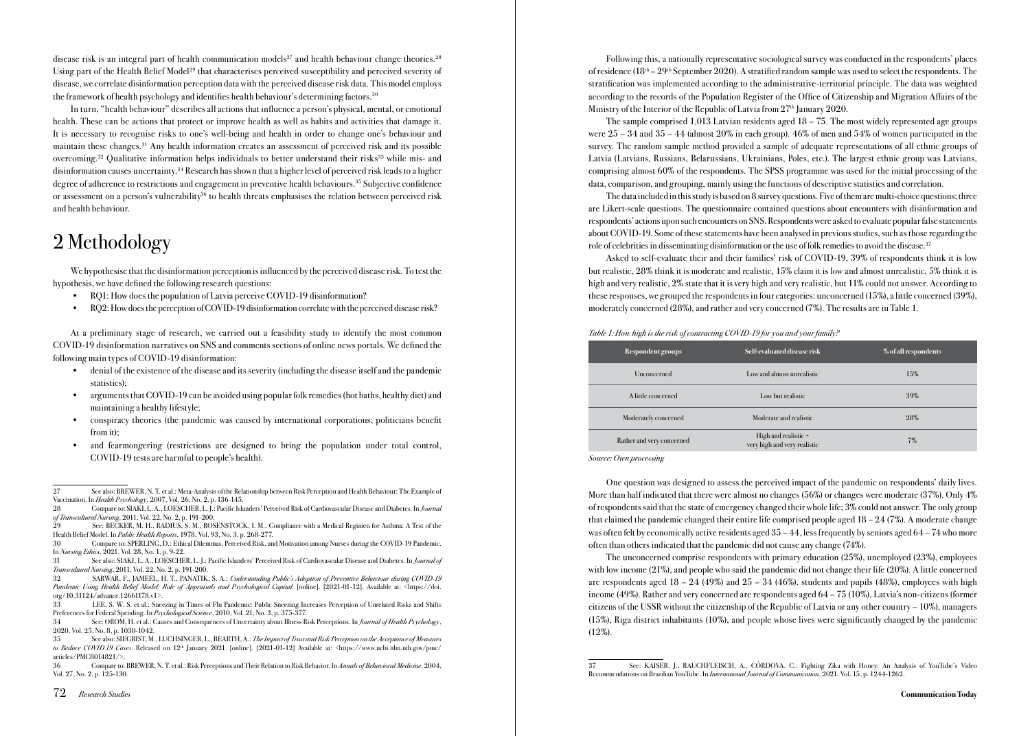disease risk is an integral part of health communication models[27] and health behaviour change theories.[28] Using part of the Health Belief Model[29] that characterises perceived susceptibility and perceived severity of disease, we correlate disinformation perception data with the perceived disease risk data. This model employs the framework of health psychology and identifies health behaviour's determining factors.[30]

In turn, "health behaviour" describes all actions that influence a person's physical, mental, or emotional health. These can be actions that protect or improve health as well as habits and activities that damage it. It is necessary to recognise risks to one's well-being and health in order to change one's behaviour and maintain these changes.[31] Any health information creates an assessment of perceived risk and its possible overcoming.[32] Qualitative information helps individuals to better understand their risks[33] while mis- and disinformation causes uncertainty.[34] Research has shown that a higher level of perceived risk leads to a higher degree of adherence to restrictions and engagement in preventive health behaviours.[35] Subjective confidence or assessment on a person's vulnerability[36] to health threats emphasises the relation between perceived risk and health behaviour.

# 2 Methodology

We hypothesise that the disinformation perception is influenced by the perceived disease risk. To test the hypothesis, we have defined the following research questions:

- RQ1: How does the population of Latvia perceive COVID-19 disinformation?
- RQ2: How does the perception of COVID-19 disinformation correlate with the perceived disease risk?

At a preliminary stage of research, we carried out a feasibility study to identify the most common COVID-19 disinformation narratives on SNS and comments sections of online news portals. We defined the following main types of COVID-19 disinformation:

- denial of the existence of the disease and its severity (including the disease itself and the pandemic statistics);
- arguments that COVID-19 can be avoided using popular folk remedies (hot baths, healthy diet) and maintaining a healthy lifestyle;
- conspiracy theories (the pandemic was caused by international corporations; politicians benefit from it);
- and fearmongering (restrictions are designed to bring the population under total control, COVID-19 tests are harmful to people's health).

Following this, a nationally representative sociological survey was conducted in the respondents' places of residence (18th – 29th September 2020). A stratified random sample was used to select the respondents. The stratification was implemented according to the administrative-territorial principle. The data was weighted according to the records of the Population Register of the Office of Citizenship and Migration Affairs of the Ministry of the Interior of the Republic of Latvia from 27th January 2020.

The sample comprised 1,013 Latvian residents aged 18 – 75. The most widely represented age groups were 25 – 34 and 35 – 44 (almost 20% in each group). 46% of men and 54% of women participated in the survey. The random sample method provided a sample of adequate representations of all ethnic groups of Latvia (Latvians, Russians, Belarussians, Ukrainians, Poles, etc.). The largest ethnic group was Latvians, comprising almost 60% of the respondents. The SPSS programme was used for the initial processing of the data, comparison, and grouping, mainly using the functions of descriptive statistics and correlation.

The data included in this study is based on 8 survey questions. Five of them are multi-choice questions; three are Likert-scale questions. The questionnaire contained questions about encounters with disinformation and respondents' actions upon such encounters on SNS. Respondents were asked to evaluate popular false statements about COVID-19. Some of these statements have been analysed in previous studies, such as those regarding the role of celebrities in disseminating disinformation or the use of folk remedies to avoid the disease.[37]

Asked to self-evaluate their and their families' risk of COVID-19, 39% of respondents think it is low but realistic, 28% think it is moderate and realistic, 15% claim it is low and almost unrealistic, 5% think it is high and very realistic, 2% state that it is very high and very realistic, but 11% could not answer. According to these responses, we grouped the respondents in four categories: unconcerned (15%), a little concerned (39%), moderately concerned (28%), and rather and very concerned (7%). The results are in Table 1.

*Table 1: How high is the risk of contracting COVID-19 for you and your family?*

| Respondent groups | Self-evaluated disease risk | % of all respondents |
|---|---|---|
| Unconcerned | Low and almost unrealistic | 15% |
| A little concerned | Low but realistic | 39% |
| Moderately concerned | Moderate and realistic | 28% |
| Rather and very concerned | High and realistic + very high and very realistic | 7% |

*Source: Own processing*

One question was designed to assess the perceived impact of the pandemic on respondents' daily lives. More than half indicated that there were almost no changes (56%) or changes were moderate (37%). Only 4% of respondents said that the state of emergency changed their whole life; 3% could not answer. The only group that claimed the pandemic changed their entire life comprised people aged 18 – 24 (7%). A moderate change was often felt by economically active residents aged 35 – 44, less frequently by seniors aged 64 – 74 who more often than others indicated that the pandemic did not cause any change (74%).

The unconcerned comprise respondents with primary education (25%), unemployed (23%), employees with low income (21%), and people who said the pandemic did not change their life (20%). A little concerned are respondents aged 18 – 24 (49%) and 25 – 34 (46%), students and pupils (48%), employees with high income (49%). Rather and very concerned are respondents aged 64 – 75 (10%), Latvia's non-citizens (former citizens of the USSR without the citizenship of the Republic of Latvia or any other country – 10%), managers (15%), Riga district inhabitants (10%), and people whose lives were significantly changed by the pandemic (12%).

---

27 See also: BREWER, N. T. et al.: Meta-Analysis of the Relationship between Risk Perception and Health Behaviour: The Example of Vaccination. In *Health Psychology*, 2007, Vol. 26, No. 2, p. 136-145.

28 Compare to: SIAKI, L. A., LOESCHER, L. J.: Pacific Islanders' Perceived Risk of Cardiovascular Disease and Diabetes. In *Journal of Transcultural Nursing*, 2011, Vol. 22, No. 2, p. 191-200.

29 See: BECKER, M. H., RADIUS, S. M., ROSENSTOCK, I. M.: Compliance with a Medical Regimen for Asthma: A Test of the Health Belief Model. In *Public Health Reports*, 1978, Vol. 93, No. 3, p. 268-277.

30 Compare to: SPERLING, D.: Ethical Dilemmas, Perceived Risk, and Motivation among Nurses during the COVID-19 Pandemic. In *Nursing Ethics*, 2021, Vol. 28, No. 1, p. 9-22.

31 See also: SIAKI, L. A., LOESCHER, L. J.: Pacific Islanders' Perceived Risk of Cardiovascular Disease and Diabetes. In *Journal of Transcultural Nursing*, 2011, Vol. 22, No. 2, p. 191-200.

32 SARWAR, F., JAMEEL, H. T., PANATIK, S. A.: *Understanding Public's Adoption of Preventive Behaviour during COVID-19 Pandemic Using Health Belief Model: Role of Appraisals and Psychological Capital.* [online]. [2021-01-12]. Available at: <https://doi.org/10.31124/advance.12661178.v1>.

33 LEE, S. W. S. et al.: Sneezing in Times of Flu Pandemic: Public Sneezing Increases Perception of Unrelated Risks and Shifts Preferences for Federal Spending. In *Psychological Science*, 2010, Vol. 21, No. 3, p. 375-377.

34 See: OROM, H. et al.: Causes and Consequences of Uncertainty about Illness Risk Perceptions. In *Journal of Health Psychology*, 2020, Vol. 25, No. 8, p. 1030-1042.

35 See also: SIEGRIST, M., LUCHSINGER, L., BEARTH, A.: *The Impact of Trust and Risk Perception on the Acceptance of Measures to Reduce COVID 19 Cases*. Released on 12th January 2021. [online]. [2021-01-12] Available at: <https://www.ncbi.nlm.nih.gov/pmc/articles/PMC8014821/>.

36 Compare to: BREWER, N. T. et al.: Risk Perceptions and Their Relation to Risk Behavior. In *Annals of Behavioral Medicine*, 2004, Vol. 27, No. 2, p. 125-130.

37 See: KAISER, J., RAUCHFLEISCH, A., CÓRDOVA, C.: Fighting Zika with Honey: An Analysis of YouTube's Video Recommendations on Brazilian YouTube. In *International Journal of Communication*, 2021, Vol. 15, p. 1244-1262.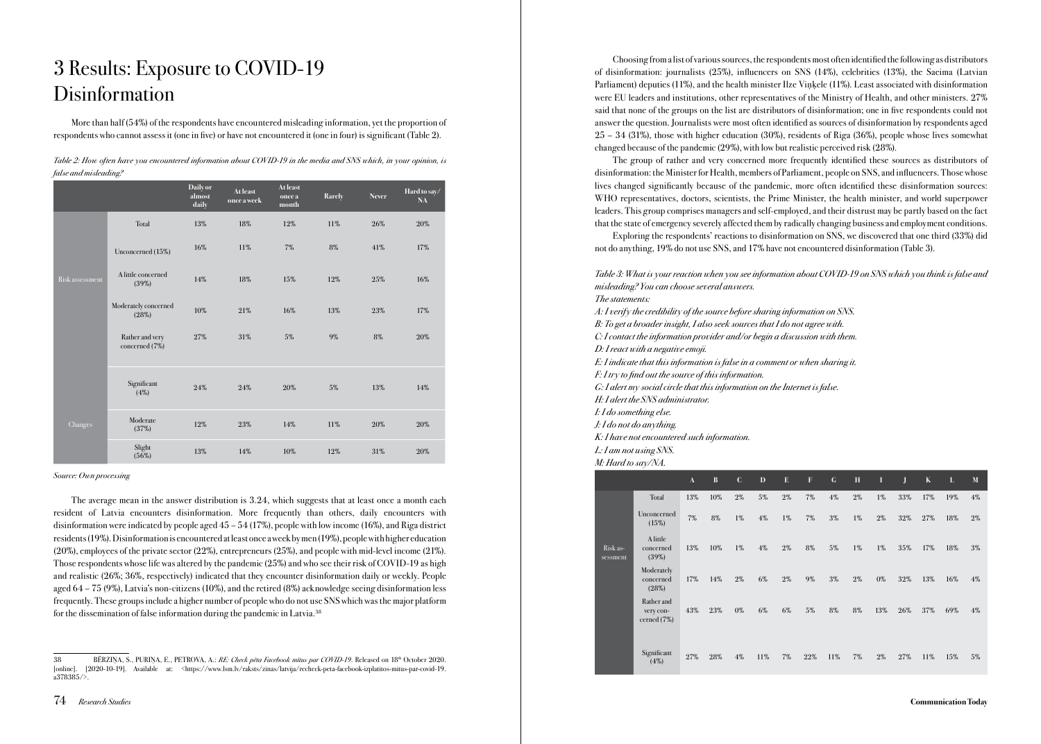# 3 Results: Exposure to COVID-19 Disinformation

More than half (54%) of the respondents have encountered misleading information, yet the proportion of respondents who cannot assess it (one in five) or have not encountered it (one in four) is significant (Table 2).

*Table 2: How often have you encountered information about COVID-19 in the media and SNS which, in your opinion, is false and misleading?*

| | | Daily or almost daily | At least once a week | At least once a month | Rarely | Never | Hard to say/ NA |
|---|---|---|---|---|---|---|---|
| Risk assessment | Total | 13% | 18% | 12% | 11% | 26% | 20% |
| | Unconcerned (15%) | 16% | 11% | 7% | 8% | 41% | 17% |
| | A little concerned (39%) | 14% | 18% | 15% | 12% | 25% | 16% |
| | Moderately concerned (28%) | 10% | 21% | 16% | 13% | 23% | 17% |
| | Rather and very concerned (7%) | 27% | 31% | 5% | 9% | 8% | 20% |
| Changes | Significant (4%) | 24% | 24% | 20% | 5% | 13% | 14% |
| | Moderate (37%) | 12% | 23% | 14% | 11% | 20% | 20% |
| | Slight (56%) | 13% | 14% | 10% | 12% | 31% | 20% |

*Source: Own processing*

The average mean in the answer distribution is 3.24, which suggests that at least once a month each resident of Latvia encounters disinformation. More frequently than others, daily encounters with disinformation were indicated by people aged 45 – 54 (17%), people with low income (16%), and Riga district residents (19%). Disinformation is encountered at least once a week by men (19%), people with higher education (20%), employees of the private sector (22%), entrepreneurs (25%), and people with mid-level income (21%). Those respondents whose life was altered by the pandemic (25%) and who see their risk of COVID-19 as high and realistic (26%; 36%, respectively) indicated that they encounter disinformation daily or weekly. People aged 64 – 75 (9%), Latvia's non-citizens (10%), and the retired (8%) acknowledge seeing disinformation less frequently. These groups include a higher number of people who do not use SNS which was the major platform for the dissemination of false information during the pandemic in Latvia.[38]

[38] BĒRZIŅA, S., PURIŅA, E., PETROVA, A.: *RE: Check pēta Facebook mītus par COVID-19*. Released on 18th October 2020. [online]. [2020-10-19]. Available at: <https://www.lsm.lv/raksts/zinas/latvija/recheck-peta-facebook-izplatitos-mitus-par-covid-19.a378385/>.

Choosing from a list of various sources, the respondents most often identified the following as distributors of disinformation: journalists (25%), influencers on SNS (14%), celebrities (13%), the Saeima (Latvian Parliament) deputies (11%), and the health minister Ilze Viņķele (11%). Least associated with disinformation were EU leaders and institutions, other representatives of the Ministry of Health, and other ministers. 27% said that none of the groups on the list are distributors of disinformation; one in five respondents could not answer the question. Journalists were most often identified as sources of disinformation by respondents aged 25 – 34 (31%), those with higher education (30%), residents of Riga (36%), people whose lives somewhat changed because of the pandemic (29%), with low but realistic perceived risk (28%).

The group of rather and very concerned more frequently identified these sources as distributors of disinformation: the Minister for Health, members of Parliament, people on SNS, and influencers. Those whose lives changed significantly because of the pandemic, more often identified these disinformation sources: WHO representatives, doctors, scientists, the Prime Minister, the health minister, and world superpower leaders. This group comprises managers and self-employed, and their distrust may be partly based on the fact that the state of emergency severely affected them by radically changing business and employment conditions.

Exploring the respondents' reactions to disinformation on SNS, we discovered that one third (33%) did not do anything, 19% do not use SNS, and 17% have not encountered disinformation (Table 3).

*Table 3: What is your reaction when you see information about COVID-19 on SNS which you think is false and misleading? You can choose several answers.*
*The statements:*
*A: I verify the credibility of the source before sharing information on SNS.*
*B: To get a broader insight, I also seek sources that I do not agree with.*
*C: I contact the information provider and/or begin a discussion with them.*
*D: I react with a negative emoji.*
*E: I indicate that this information is false in a comment or when sharing it.*
*F: I try to find out the source of this information.*
*G: I alert my social circle that this information on the Internet is false.*
*H: I alert the SNS administrator.*
*I: I do something else.*
*J: I do not do anything.*
*K: I have not encountered such information.*
*L: I am not using SNS.*
*M: Hard to say/NA.*

| | | A | B | C | D | E | F | G | H | I | J | K | L | M |
|---|---|---|---|---|---|---|---|---|---|---|---|---|---|---|
| Risk assessment | Total | 13% | 10% | 2% | 5% | 2% | 7% | 4% | 2% | 1% | 33% | 17% | 19% | 4% |
| | Unconcerned (15%) | 7% | 8% | 1% | 4% | 1% | 7% | 3% | 1% | 2% | 32% | 27% | 18% | 2% |
| | A little concerned (39%) | 13% | 10% | 1% | 4% | 2% | 8% | 5% | 1% | 1% | 35% | 17% | 18% | 3% |
| | Moderately concerned (28%) | 17% | 14% | 2% | 6% | 2% | 9% | 3% | 2% | 0% | 32% | 13% | 16% | 4% |
| | Rather and very concerned (7%) | 43% | 23% | 0% | 6% | 6% | 5% | 8% | 8% | 13% | 26% | 37% | 69% | 4% |
| | Significant (4%) | 27% | 28% | 4% | 11% | 7% | 22% | 11% | 7% | 2% | 27% | 11% | 15% | 5% |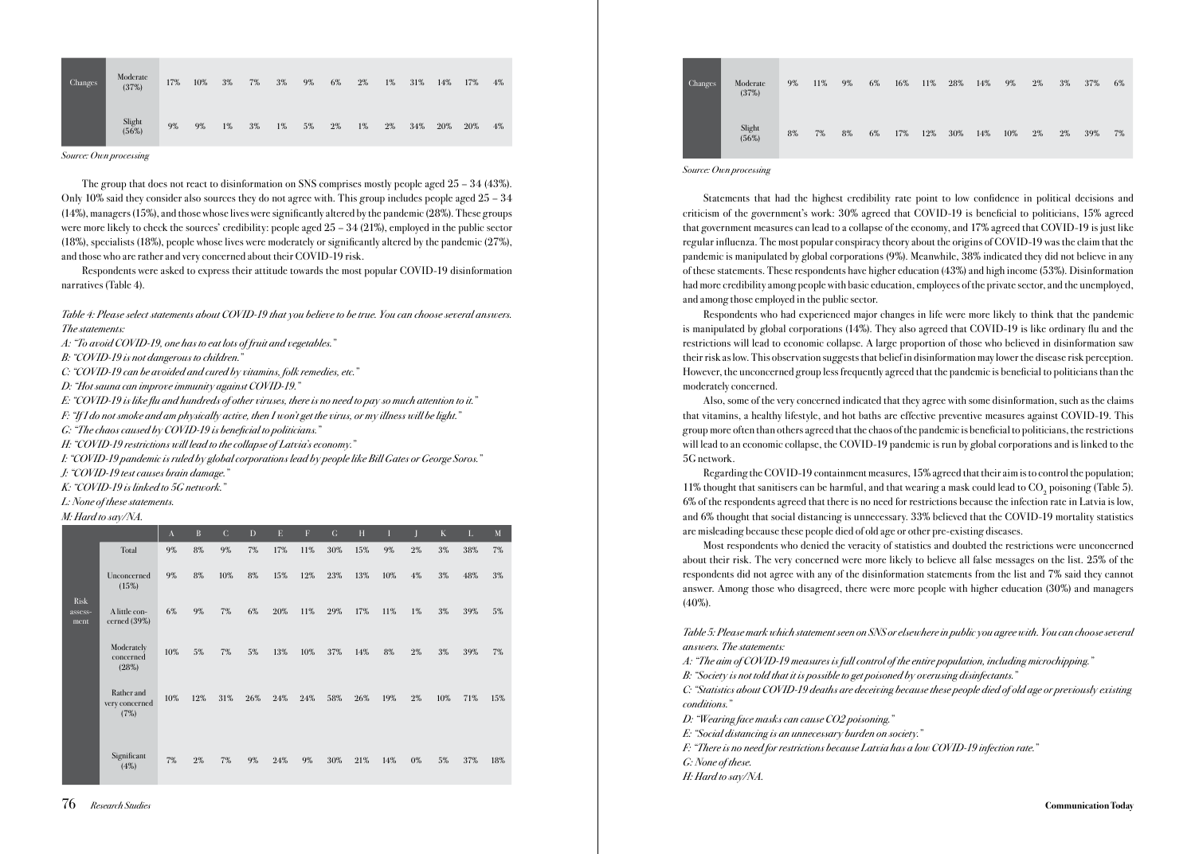| Changes | Moderate (37%) | 17% | 10% | 3% | 7% | 3% | 9% | 6% | 2% | 1% | 31% | 14% | 17% | 4% |
|---|---|---|---|---|---|---|---|---|---|---|---|---|---|---|
| | Slight (56%) | 9% | 9% | 1% | 3% | 1% | 5% | 2% | 1% | 2% | 34% | 20% | 20% | 4% |

*Source: Own processing*

The group that does not react to disinformation on SNS comprises mostly people aged 25 – 34 (43%). Only 10% said they consider also sources they do not agree with. This group includes people aged 25 – 34 (14%), managers (15%), and those whose lives were significantly altered by the pandemic (28%). These groups were more likely to check the sources' credibility: people aged 25 – 34 (21%), employed in the public sector (18%), specialists (18%), people whose lives were moderately or significantly altered by the pandemic (27%), and those who are rather and very concerned about their COVID-19 risk.

Respondents were asked to express their attitude towards the most popular COVID-19 disinformation narratives (Table 4).

*Table 4: Please select statements about COVID-19 that you believe to be true. You can choose several answers. The statements:*
*A: "To avoid COVID-19, one has to eat lots of fruit and vegetables."*
*B: "COVID-19 is not dangerous to children."*
*C: "COVID-19 can be avoided and cured by vitamins, folk remedies, etc."*
*D: "Hot sauna can improve immunity against COVID-19."*
*E: "COVID-19 is like flu and hundreds of other viruses, there is no need to pay so much attention to it."*
*F: "If I do not smoke and am physically active, then I won't get the virus, or my illness will be light."*
*G: "The chaos caused by COVID-19 is beneficial to politicians."*
*H: "COVID-19 restrictions will lead to the collapse of Latvia's economy."*
*I: "COVID-19 pandemic is ruled by global corporations lead by people like Bill Gates or George Soros."*
*J: "COVID-19 test causes brain damage."*
*K: "COVID-19 is linked to 5G network."*
*L: None of these statements.*
*M: Hard to say/NA.*

| | | A | B | C | D | E | F | G | H | I | J | K | L | M |
|---|---|---|---|---|---|---|---|---|---|---|---|---|---|---|
| | Total | 9% | 8% | 9% | 7% | 17% | 11% | 30% | 15% | 9% | 2% | 3% | 38% | 7% |
| Risk assessment | Unconcerned (15%) | 9% | 8% | 10% | 8% | 15% | 12% | 23% | 13% | 10% | 4% | 3% | 48% | 3% |
| | A little concerned (39%) | 6% | 9% | 7% | 6% | 20% | 11% | 29% | 17% | 11% | 1% | 3% | 39% | 5% |
| | Moderately concerned (28%) | 10% | 5% | 7% | 5% | 13% | 10% | 37% | 14% | 8% | 2% | 3% | 39% | 7% |
| | Rather and very concerned (7%) | 10% | 12% | 31% | 26% | 24% | 24% | 58% | 26% | 19% | 2% | 10% | 71% | 15% |
| | Significant (4%) | 7% | 2% | 7% | 9% | 24% | 9% | 30% | 21% | 14% | 0% | 5% | 37% | 18% |
| Changes | Moderate (37%) | 9% | 11% | 9% | 6% | 16% | 11% | 28% | 14% | 9% | 2% | 3% | 37% | 6% |
| | Slight (56%) | 8% | 7% | 8% | 6% | 17% | 12% | 30% | 14% | 10% | 2% | 2% | 39% | 7% |

*Source: Own processing*

Statements that had the highest credibility rate point to low confidence in political decisions and criticism of the government's work: 30% agreed that COVID-19 is beneficial to politicians, 15% agreed that government measures can lead to a collapse of the economy, and 17% agreed that COVID-19 is just like regular influenza. The most popular conspiracy theory about the origins of COVID-19 was the claim that the pandemic is manipulated by global corporations (9%). Meanwhile, 38% indicated they did not believe in any of these statements. These respondents have higher education (43%) and high income (53%). Disinformation had more credibility among people with basic education, employees of the private sector, and the unemployed, and among those employed in the public sector.

Respondents who had experienced major changes in life were more likely to think that the pandemic is manipulated by global corporations (14%). They also agreed that COVID-19 is like ordinary flu and the restrictions will lead to economic collapse. A large proportion of those who believed in disinformation saw their risk as low. This observation suggests that belief in disinformation may lower the disease risk perception. However, the unconcerned group less frequently agreed that the pandemic is beneficial to politicians than the moderately concerned.

Also, some of the very concerned indicated that they agree with some disinformation, such as the claims that vitamins, a healthy lifestyle, and hot baths are effective preventive measures against COVID-19. This group more often than others agreed that the chaos of the pandemic is beneficial to politicians, the restrictions will lead to an economic collapse, the COVID-19 pandemic is run by global corporations and is linked to the 5G network.

Regarding the COVID-19 containment measures, 15% agreed that their aim is to control the population; 11% thought that sanitisers can be harmful, and that wearing a mask could lead to $CO_2$ poisoning (Table 5). 6% of the respondents agreed that there is no need for restrictions because the infection rate in Latvia is low, and 6% thought that social distancing is unnecessary. 33% believed that the COVID-19 mortality statistics are misleading because these people died of old age or other pre-existing diseases.

Most respondents who denied the veracity of statistics and doubted the restrictions were unconcerned about their risk. The very concerned were more likely to believe all false messages on the list. 25% of the respondents did not agree with any of the disinformation statements from the list and 7% said they cannot answer. Among those who disagreed, there were more people with higher education (30%) and managers (40%).

*Table 5: Please mark which statement seen on SNS or elsewhere in public you agree with. You can choose several answers. The statements:*
*A: "The aim of COVID-19 measures is full control of the entire population, including microchipping."*
*B: "Society is not told that it is possible to get poisoned by overusing disinfectants."*
*C: "Statistics about COVID-19 deaths are deceiving because these people died of old age or previously existing conditions."*
*D: "Wearing face masks can cause CO2 poisoning."*
*E: "Social distancing is an unnecessary burden on society."*
*F: "There is no need for restrictions because Latvia has a low COVID-19 infection rate."*
*G: None of these.*
*H: Hard to say/NA.*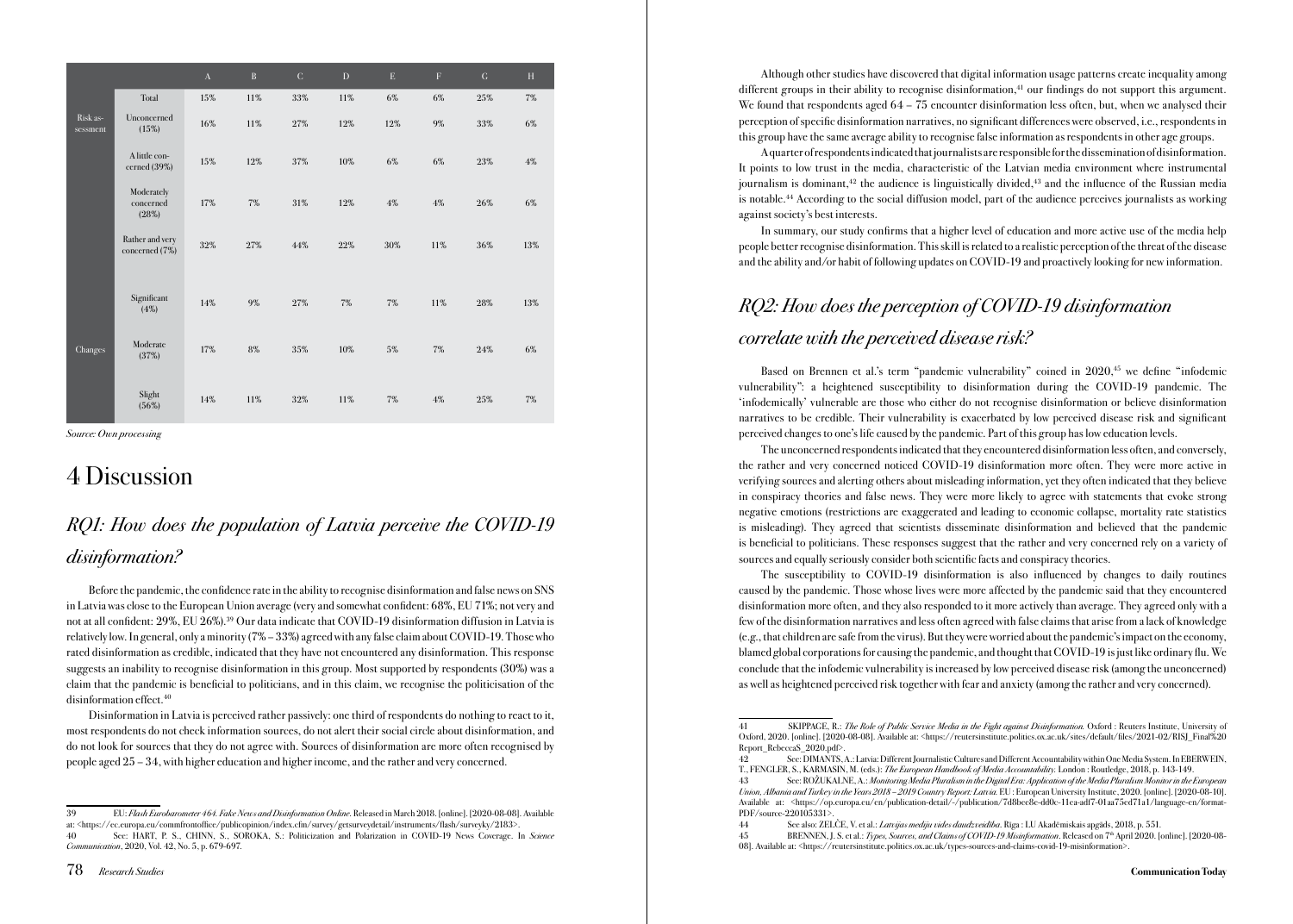| | | A | B | C | D | E | F | G | H |
|---|---|---|---|---|---|---|---|---|---|
| | Total | 15% | 11% | 33% | 11% | 6% | 6% | 25% | 7% |
| Risk assessment | Unconcerned (15%) | 16% | 11% | 27% | 12% | 12% | 9% | 33% | 6% |
| | A little concerned (39%) | 15% | 12% | 37% | 10% | 6% | 6% | 23% | 4% |
| | Moderately concerned (28%) | 17% | 7% | 31% | 12% | 4% | 4% | 26% | 6% |
| | Rather and very concerned (7%) | 32% | 27% | 44% | 22% | 30% | 11% | 36% | 13% |
| Changes | Significant (4%) | 14% | 9% | 27% | 7% | 7% | 11% | 28% | 13% |
| | Moderate (37%) | 17% | 8% | 35% | 10% | 5% | 7% | 24% | 6% |
| | Slight (56%) | 14% | 11% | 32% | 11% | 7% | 4% | 25% | 7% |

*Source: Own processing*

# 4 Discussion

## *RQ1: How does the population of Latvia perceive the COVID-19 disinformation?*

Before the pandemic, the confidence rate in the ability to recognise disinformation and false news on SNS in Latvia was close to the European Union average (very and somewhat confident: 68%, EU 71%; not very and not at all confident: 29%, EU 26%).[39] Our data indicate that COVID-19 disinformation diffusion in Latvia is relatively low. In general, only a minority (7% – 33%) agreed with any false claim about COVID-19. Those who rated disinformation as credible, indicated that they have not encountered any disinformation. This response suggests an inability to recognise disinformation in this group. Most supported by respondents (30%) was a claim that the pandemic is beneficial to politicians, and in this claim, we recognise the politicisation of the disinformation effect.[40]

Disinformation in Latvia is perceived rather passively: one third of respondents do nothing to react to it, most respondents do not check information sources, do not alert their social circle about disinformation, and do not look for sources that they do not agree with. Sources of disinformation are more often recognised by people aged 25 – 34, with higher education and higher income, and the rather and very concerned.

Although other studies have discovered that digital information usage patterns create inequality among different groups in their ability to recognise disinformation,[41] our findings do not support this argument. We found that respondents aged 64 – 75 encounter disinformation less often, but, when we analysed their perception of specific disinformation narratives, no significant differences were observed, i.e., respondents in this group have the same average ability to recognise false information as respondents in other age groups.

A quarter of respondents indicated that journalists are responsible for the dissemination of disinformation. It points to low trust in the media, characteristic of the Latvian media environment where instrumental journalism is dominant,[42] the audience is linguistically divided,[43] and the influence of the Russian media is notable.[44] According to the social diffusion model, part of the audience perceives journalists as working against society's best interests.

In summary, our study confirms that a higher level of education and more active use of the media help people better recognise disinformation. This skill is related to a realistic perception of the threat of the disease and the ability and/or habit of following updates on COVID-19 and proactively looking for new information.

## *RQ2: How does the perception of COVID-19 disinformation correlate with the perceived disease risk?*

Based on Brennen et al.'s term "pandemic vulnerability" coined in 2020,[45] we define "infodemic vulnerability": a heightened susceptibility to disinformation during the COVID-19 pandemic. The 'infodemically' vulnerable are those who either do not recognise disinformation or believe disinformation narratives to be credible. Their vulnerability is exacerbated by low perceived disease risk and significant perceived changes to one's life caused by the pandemic. Part of this group has low education levels.

The unconcerned respondents indicated that they encountered disinformation less often, and conversely, the rather and very concerned noticed COVID-19 disinformation more often. They were more active in verifying sources and alerting others about misleading information, yet they often indicated that they believe in conspiracy theories and false news. They were more likely to agree with statements that evoke strong negative emotions (restrictions are exaggerated and leading to economic collapse, mortality rate statistics is misleading). They agreed that scientists disseminate disinformation and believed that the pandemic is beneficial to politicians. These responses suggest that the rather and very concerned rely on a variety of sources and equally seriously consider both scientific facts and conspiracy theories.

The susceptibility to COVID-19 disinformation is also influenced by changes to daily routines caused by the pandemic. Those whose lives were more affected by the pandemic said that they encountered disinformation more often, and they also responded to it more actively than average. They agreed only with a few of the disinformation narratives and less often agreed with false claims that arise from a lack of knowledge (e.g., that children are safe from the virus). But they were worried about the pandemic's impact on the economy, blamed global corporations for causing the pandemic, and thought that COVID-19 is just like ordinary flu. We conclude that the infodemic vulnerability is increased by low perceived disease risk (among the unconcerned) as well as heightened perceived risk together with fear and anxiety (among the rather and very concerned).

---

39 EU: *Flash Eurobarometer 464. Fake News and Disinformation Online*. Released in March 2018. [online]. [2020-08-08]. Available at: <https://ec.europa.eu/commfrontoffice/publicopinion/index.cfm/survey/getsurveydetail/instruments/flash/surveyky/2183>.

40 See: HART, P. S., CHINN, S., SOROKA, S.: Politicization and Polarization in COVID-19 News Coverage. In *Science Communication*, 2020, Vol. 42, No. 5, p. 679-697.

41 SKIPPAGE, R.: *The Role of Public Service Media in the Fight against Disinformation.* Oxford : Reuters Institute, University of Oxford, 2020. [online]. [2020-08-08]. Available at: <https://reutersinstitute.politics.ox.ac.uk/sites/default/files/2021-02/RISJ_Final%20Report_RebeccaS_2020.pdf>.

42 See: DIMANTS, A.: Latvia: Different Journalistic Cultures and Different Accountability within One Media System. In EBERWEIN, T., FENGLER, S., KARMASIN, M. (eds.): *The European Handbook of Media Accountability.* London : Routledge, 2018, p. 143-149.

43 See: ROŽUKALNE, A.: *Monitoring Media Pluralism in the Digital Era: Application of the Media Pluralism Monitor in the European Union, Albania and Turkey in the Years 2018 – 2019 Country Report: Latvia.* EU : European University Institute, 2020. [online]. [2020-08-10]. Available at: <https://op.europa.eu/en/publication-detail/-/publication/7d8bee8e-dd0c-11ea-adf7-01aa75ed71a1/language-en/format-PDF/source-220105331>.

44 See also: ZELČE, V. et al.: *Latvijas mediju vides daudzveidība*. Rīga : LU Akadēmiskais apgāds, 2018, p. 551.

45 BRENNEN, J. S. et al.: *Types, Sources, and Claims of COVID-19 Misinformation*. Released on 7th April 2020. [online]. [2020-08-08]. Available at: <https://reutersinstitute.politics.ox.ac.uk/types-sources-and-claims-covid-19-misinformation>.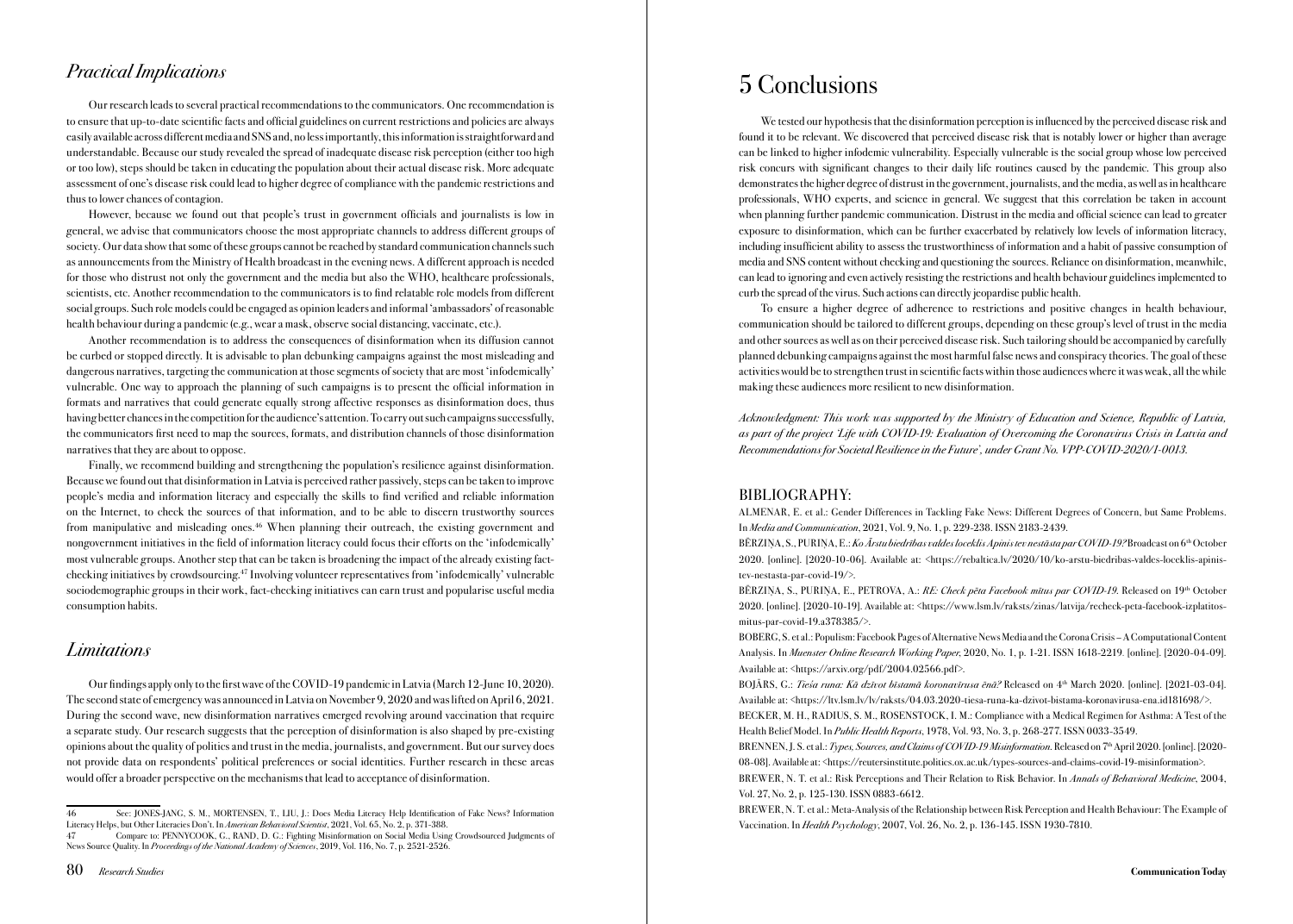## *Practical Implications*

Our research leads to several practical recommendations to the communicators. One recommendation is to ensure that up-to-date scientific facts and official guidelines on current restrictions and policies are always easily available across different media and SNS and, no less importantly, this information is straightforward and understandable. Because our study revealed the spread of inadequate disease risk perception (either too high or too low), steps should be taken in educating the population about their actual disease risk. More adequate assessment of one's disease risk could lead to higher degree of compliance with the pandemic restrictions and thus to lower chances of contagion.

However, because we found out that people's trust in government officials and journalists is low in general, we advise that communicators choose the most appropriate channels to address different groups of society. Our data show that some of these groups cannot be reached by standard communication channels such as announcements from the Ministry of Health broadcast in the evening news. A different approach is needed for those who distrust not only the government and the media but also the WHO, healthcare professionals, scientists, etc. Another recommendation to the communicators is to find relatable role models from different social groups. Such role models could be engaged as opinion leaders and informal 'ambassadors' of reasonable health behaviour during a pandemic (e.g., wear a mask, observe social distancing, vaccinate, etc.).

Another recommendation is to address the consequences of disinformation when its diffusion cannot be curbed or stopped directly. It is advisable to plan debunking campaigns against the most misleading and dangerous narratives, targeting the communication at those segments of society that are most 'infodemically' vulnerable. One way to approach the planning of such campaigns is to present the official information in formats and narratives that could generate equally strong affective responses as disinformation does, thus having better chances in the competition for the audience's attention. To carry out such campaigns successfully, the communicators first need to map the sources, formats, and distribution channels of those disinformation narratives that they are about to oppose.

Finally, we recommend building and strengthening the population's resilience against disinformation. Because we found out that disinformation in Latvia is perceived rather passively, steps can be taken to improve people's media and information literacy and especially the skills to find verified and reliable information on the Internet, to check the sources of that information, and to be able to discern trustworthy sources from manipulative and misleading ones.[46] When planning their outreach, the existing government and nongovernment initiatives in the field of information literacy could focus their efforts on the 'infodemically' most vulnerable groups. Another step that can be taken is broadening the impact of the already existing fact-checking initiatives by crowdsourcing.[47] Involving volunteer representatives from 'infodemically' vulnerable sociodemographic groups in their work, fact-checking initiatives can earn trust and popularise useful media consumption habits.

## *Limitations*

Our findings apply only to the first wave of the COVID-19 pandemic in Latvia (March 12-June 10, 2020). The second state of emergency was announced in Latvia on November 9, 2020 and was lifted on April 6, 2021. During the second wave, new disinformation narratives emerged revolving around vaccination that require a separate study. Our research suggests that the perception of disinformation is also shaped by pre-existing opinions about the quality of politics and trust in the media, journalists, and government. But our survey does not provide data on respondents' political preferences or social identities. Further research in these areas would offer a broader perspective on the mechanisms that lead to acceptance of disinformation.

---

46 See: JONES-JANG, S. M., MORTENSEN, T., LIU, J.: Does Media Literacy Help Identification of Fake News? Information Literacy Helps, but Other Literacies Don't. In *American Behavioral Scientist*, 2021, Vol. 65, No. 2, p. 371-388.

47 Compare to: PENNYCOOK, G., RAND, D. G.: Fighting Misinformation on Social Media Using Crowdsourced Judgments of News Source Quality. In *Proceedings of the National Academy of Sciences*, 2019, Vol. 116, No. 7, p. 2521-2526.

# 5 Conclusions

We tested our hypothesis that the disinformation perception is influenced by the perceived disease risk and found it to be relevant. We discovered that perceived disease risk that is notably lower or higher than average can be linked to higher infodemic vulnerability. Especially vulnerable is the social group whose low perceived risk concurs with significant changes to their daily life routines caused by the pandemic. This group also demonstrates the higher degree of distrust in the government, journalists, and the media, as well as in healthcare professionals, WHO experts, and science in general. We suggest that this correlation be taken in account when planning further pandemic communication. Distrust in the media and official science can lead to greater exposure to disinformation, which can be further exacerbated by relatively low levels of information literacy, including insufficient ability to assess the trustworthiness of information and a habit of passive consumption of media and SNS content without checking and questioning the sources. Reliance on disinformation, meanwhile, can lead to ignoring and even actively resisting the restrictions and health behaviour guidelines implemented to curb the spread of the virus. Such actions can directly jeopardise public health.

To ensure a higher degree of adherence to restrictions and positive changes in health behaviour, communication should be tailored to different groups, depending on these group's level of trust in the media and other sources as well as on their perceived disease risk. Such tailoring should be accompanied by carefully planned debunking campaigns against the most harmful false news and conspiracy theories. The goal of these activities would be to strengthen trust in scientific facts within those audiences where it was weak, all the while making these audiences more resilient to new disinformation.

*Acknowledgment: This work was supported by the Ministry of Education and Science, Republic of Latvia, as part of the project 'Life with COVID-19: Evaluation of Overcoming the Coronavirus Crisis in Latvia and Recommendations for Societal Resilience in the Future', under Grant No. VPP-COVID-2020/1-0013.*

## BIBLIOGRAPHY:

ALMENAR, E. et al.: Gender Differences in Tackling Fake News: Different Degrees of Concern, but Same Problems. In *Media and Communication*, 2021, Vol. 9, No. 1, p. 229-238. ISSN 2183-2439.

BĒRZIŅA, S., PURIŅA, E.: *Ko Ārstu biedrības valdes loceklis Apinis tev nestāsta par COVID-19?* Broadcast on 6th October 2020. [online]. [2020-10-06]. Available at: <https://rebaltica.lv/2020/10/ko-arstu-biedribas-valdes-loceklis-apinis-tev-nestasta-par-covid-19/>.

BĒRZIŅA, S., PURIŅA, E., PETROVA, A.: *RE: Check pēta Facebook mītus par COVID-19*. Released on 19th October 2020. [online]. [2020-10-19]. Available at: <https://www.lsm.lv/raksts/zinas/latvija/recheck-peta-facebook-izplatitos-mitus-par-covid-19.a378385/>.

BOBERG, S. et al.: Populism: Facebook Pages of Alternative News Media and the Corona Crisis – A Computational Content Analysis. In *Muenster Online Research Working Paper*, 2020, No. 1, p. 1-21. ISSN 1618-2219. [online]. [2020-04-09]. Available at: <https://arxiv.org/pdf/2004.02566.pdf>.

BOJĀRS, G.: *Tieša runa: Kā dzīvot bīstamā koronavīrusa ēnā?* Released on 4th March 2020. [online]. [2021-03-04]. Available at: <https://ltv.lsm.lv/lv/raksts/04.03.2020-tiesa-runa-ka-dzivot-bistama-koronavirusa-ena.id181698/>.

BECKER, M. H., RADIUS, S. M., ROSENSTOCK, I. M.: Compliance with a Medical Regimen for Asthma: A Test of the Health Belief Model. In *Public Health Reports*, 1978, Vol. 93, No. 3, p. 268-277. ISSN 0033-3549.

BRENNEN, J. S. et al.: *Types, Sources, and Claims of COVID-19 Misinformation*. Released on 7th April 2020. [online]. [2020-08-08]. Available at: <https://reutersinstitute.politics.ox.ac.uk/types-sources-and-claims-covid-19-misinformation>.

BREWER, N. T. et al.: Risk Perceptions and Their Relation to Risk Behavior. In *Annals of Behavioral Medicine*, 2004, Vol. 27, No. 2, p. 125-130. ISSN 0883-6612.

BREWER, N. T. et al.: Meta-Analysis of the Relationship between Risk Perception and Health Behaviour: The Example of Vaccination. In *Health Psychology*, 2007, Vol. 26, No. 2, p. 136-145. ISSN 1930-7810.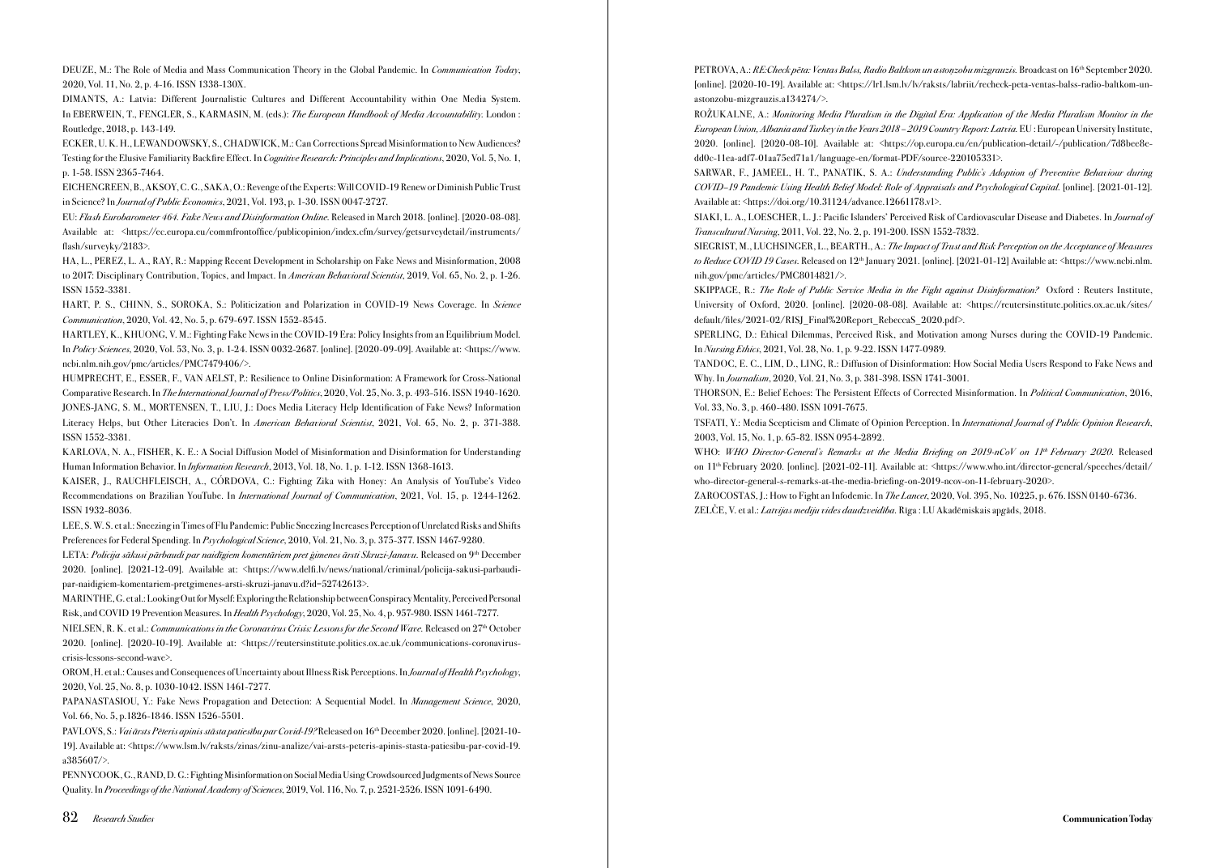DEUZE, M.: The Role of Media and Mass Communication Theory in the Global Pandemic. In *Communication Today*, 2020, Vol. 11, No. 2, p. 4-16. ISSN 1338-130X.

DIMANTS, A.: Latvia: Different Journalistic Cultures and Different Accountability within One Media System. In EBERWEIN, T., FENGLER, S., KARMASIN, M. (eds.): *The European Handbook of Media Accountability*. London : Routledge, 2018, p. 143-149.

ECKER, U. K. H., LEWANDOWSKY, S., CHADWICK, M.: Can Corrections Spread Misinformation to New Audiences? Testing for the Elusive Familiarity Backfire Effect. In *Cognitive Research: Principles and Implications*, 2020, Vol. 5, No. 1, p. 1-58. ISSN 2365-7464.

EICHENGREEN, B., AKSOY, C. G., SAKA, O.: Revenge of the Experts: Will COVID-19 Renew or Diminish Public Trust in Science? In *Journal of Public Economics*, 2021, Vol. 193, p. 1-30. ISSN 0047-2727.

EU: *Flash Eurobarometer 464. Fake News and Disinformation Online*. Released in March 2018. [online]. [2020-08-08]. Available at: <https://ec.europa.eu/commfrontoffice/publicopinion/index.cfm/survey/getsurveydetail/instruments/flash/surveyky/2183>.

HA, L., PEREZ, L. A., RAY, R.: Mapping Recent Development in Scholarship on Fake News and Misinformation, 2008 to 2017: Disciplinary Contribution, Topics, and Impact. In *American Behavioral Scientist*, 2019, Vol. 65, No. 2, p. 1-26. ISSN 1552-3381.

HART, P. S., CHINN, S., SOROKA, S.: Politicization and Polarization in COVID-19 News Coverage. In *Science Communication*, 2020, Vol. 42, No. 5, p. 679-697. ISSN 1552-8545.

HARTLEY, K., KHUONG, V. M.: Fighting Fake News in the COVID-19 Era: Policy Insights from an Equilibrium Model. In *Policy Sciences*, 2020, Vol. 53, No. 3, p. 1-24. ISSN 0032-2687. [online]. [2020-09-09]. Available at: <https://www.ncbi.nlm.nih.gov/pmc/articles/PMC7479406/>.

HUMPRECHT, E., ESSER, F., VAN AELST, P.: Resilience to Online Disinformation: A Framework for Cross-National Comparative Research. In *The International Journal of Press/Politics*, 2020, Vol. 25, No. 3, p. 493-516. ISSN 1940-1620.

JONES-JANG, S. M., MORTENSEN, T., LIU, J.: Does Media Literacy Help Identification of Fake News? Information Literacy Helps, but Other Literacies Don't. In *American Behavioral Scientist*, 2021, Vol. 65, No. 2, p. 371-388. ISSN 1552-3381.

KARLOVA, N. A., FISHER, K. E.: A Social Diffusion Model of Misinformation and Disinformation for Understanding Human Information Behavior. In *Information Research*, 2013, Vol. 18, No. 1, p. 1-12. ISSN 1368-1613.

KAISER, J., RAUCHFLEISCH, A., CÓRDOVA, C.: Fighting Zika with Honey: An Analysis of YouTube's Video Recommendations on Brazilian YouTube. In *International Journal of Communication*, 2021, Vol. 15, p. 1244-1262. ISSN 1932-8036.

LEE, S. W. S. et al.: Sneezing in Times of Flu Pandemic: Public Sneezing Increases Perception of Unrelated Risks and Shifts Preferences for Federal Spending. In *Psychological Science*, 2010, Vol. 21, No. 3, p. 375-377. ISSN 1467-9280.

LETA: *Policija sākusi pārbaudi par naidīgiem komentāriem pret ģimenes ārsti Skruzi-Janavu*. Released on 9th December 2020. [online]. [2021-12-09]. Available at: <https://www.delfi.lv/news/national/criminal/policija-sakusi-parbaudi-par-naidigiem-komentariem-pretgimenes-arsti-skruzi-janavu.d?id=52742613>.

MARINTHE, G. et al.: Looking Out for Myself: Exploring the Relationship between Conspiracy Mentality, Perceived Personal Risk, and COVID 19 Prevention Measures. In *Health Psychology*, 2020, Vol. 25, No. 4, p. 957-980. ISSN 1461-7277.

NIELSEN, R. K. et al.: *Communications in the Coronavirus Crisis: Lessons for the Second Wave*. Released on 27th October 2020. [online]. [2020-10-19]. Available at: <https://reutersinstitute.politics.ox.ac.uk/communications-coronavirus-crisis-lessons-second-wave>.

OROM, H. et al.: Causes and Consequences of Uncertainty about Illness Risk Perceptions. In *Journal of Health Psychology*, 2020, Vol. 25, No. 8, p. 1030-1042. ISSN 1461-7277.

PAPANASTASIOU, Y.: Fake News Propagation and Detection: A Sequential Model. In *Management Science*, 2020, Vol. 66, No. 5, p.1826-1846. ISSN 1526-5501.

PAVLOVS, S.: *Vai ārsts Pēteris apinis stāsta patiesību par Covid-19?* Released on 16th December 2020. [online]. [2021-10-19]. Available at: <https://www.lsm.lv/raksts/zinas/zinu-analize/vai-arsts-peteris-apinis-stasta-patiesibu-par-covid-19.a385607/>.

PENNYCOOK, G., RAND, D. G.: Fighting Misinformation on Social Media Using Crowdsourced Judgments of News Source Quality. In *Proceedings of the National Academy of Sciences*, 2019, Vol. 116, No. 7, p. 2521-2526. ISSN 1091-6490.

PETROVA, A.: *RE:Check pēta: Ventas Balss, Radio Baltkom un astonzobu mizgrauzis*. Broadcast on 16th September 2020. [online]. [2020-10-19]. Available at: <https://lr1.lsm.lv/lv/raksts/labriit/recheck-peta-ventas-balss-radio-baltkom-un-astonzobu-mizgrauzis.a134274/>.

ROŽUKALNE, A.: *Monitoring Media Pluralism in the Digital Era: Application of the Media Pluralism Monitor in the European Union, Albania and Turkey in the Years 2018 – 2019 Country Report: Latvia*. EU : European University Institute, 2020. [online]. [2020-08-10]. Available at: <https://op.europa.eu/en/publication-detail/-/publication/7d8bee8e-dd0c-11ea-adf7-01aa75ed71a1/language-en/format-PDF/source-220105331>.

SARWAR, F., JAMEEL, H. T., PANATIK, S. A.: *Understanding Public's Adoption of Preventive Behaviour during COVID-19 Pandemic Using Health Belief Model: Role of Appraisals and Psychological Capital*. [online]. [2021-01-12]. Available at: <https://doi.org/10.31124/advance.12661178.v1>.

SIAKI, L. A., LOESCHER, L. J.: Pacific Islanders' Perceived Risk of Cardiovascular Disease and Diabetes. In *Journal of Transcultural Nursing*, 2011, Vol. 22, No. 2, p. 191-200. ISSN 1552-7832.

SIEGRIST, M., LUCHSINGER, L., BEARTH., A.: *The Impact of Trust and Risk Perception on the Acceptance of Measures to Reduce COVID 19 Cases*. Released on 12th January 2021. [online]. [2021-01-12] Available at: <https://www.ncbi.nlm.nih.gov/pmc/articles/PMC8014821/>.

SKIPPAGE, R.: *The Role of Public Service Media in the Fight against Disinformation?* Oxford : Reuters Institute, University of Oxford, 2020. [online]. [2020-08-08]. Available at: <https://reutersinstitute.politics.ox.ac.uk/sites/default/files/2021-02/RISJ_Final%20Report_RebeccaS_2020.pdf>.

SPERLING, D.: Ethical Dilemmas, Perceived Risk, and Motivation among Nurses during the COVID-19 Pandemic. In *Nursing Ethics*, 2021, Vol. 28, No. 1, p. 9-22. ISSN 1477-0989.

TANDOC, E. C., LIM, D., LING, R.: Diffusion of Disinformation: How Social Media Users Respond to Fake News and Why. In *Journalism*, 2020, Vol. 21, No. 3, p. 381-398. ISSN 1741-3001.

THORSON, E.: Belief Echoes: The Persistent Effects of Corrected Misinformation. In *Political Communication*, 2016, Vol. 33, No. 3, p. 460-480. ISSN 1091-7675.

TSFATI, Y.: Media Scepticism and Climate of Opinion Perception. In *International Journal of Public Opinion Research*, 2003, Vol. 15, No. 1, p. 65-82. ISSN 0954-2892.

WHO: *WHO Director-General's Remarks at the Media Briefing on 2019-nCoV on 11th February 2020*. Released on 11th February 2020. [online]. [2021-02-11]. Available at: <https://www.who.int/director-general/speeches/detail/who-director-general-s-remarks-at-the-media-briefing-on-2019-ncov-on-11-february-2020>.

ZAROCOSTAS, J.: How to Fight an Infodemic. In *The Lancet*, 2020, Vol. 395, No. 10225, p. 676. ISSN 0140-6736.

ZELČE, V. et al.: *Latvijas mediju vides daudzveidība*. Riga : LU Akadēmiskais apgāds, 2018.